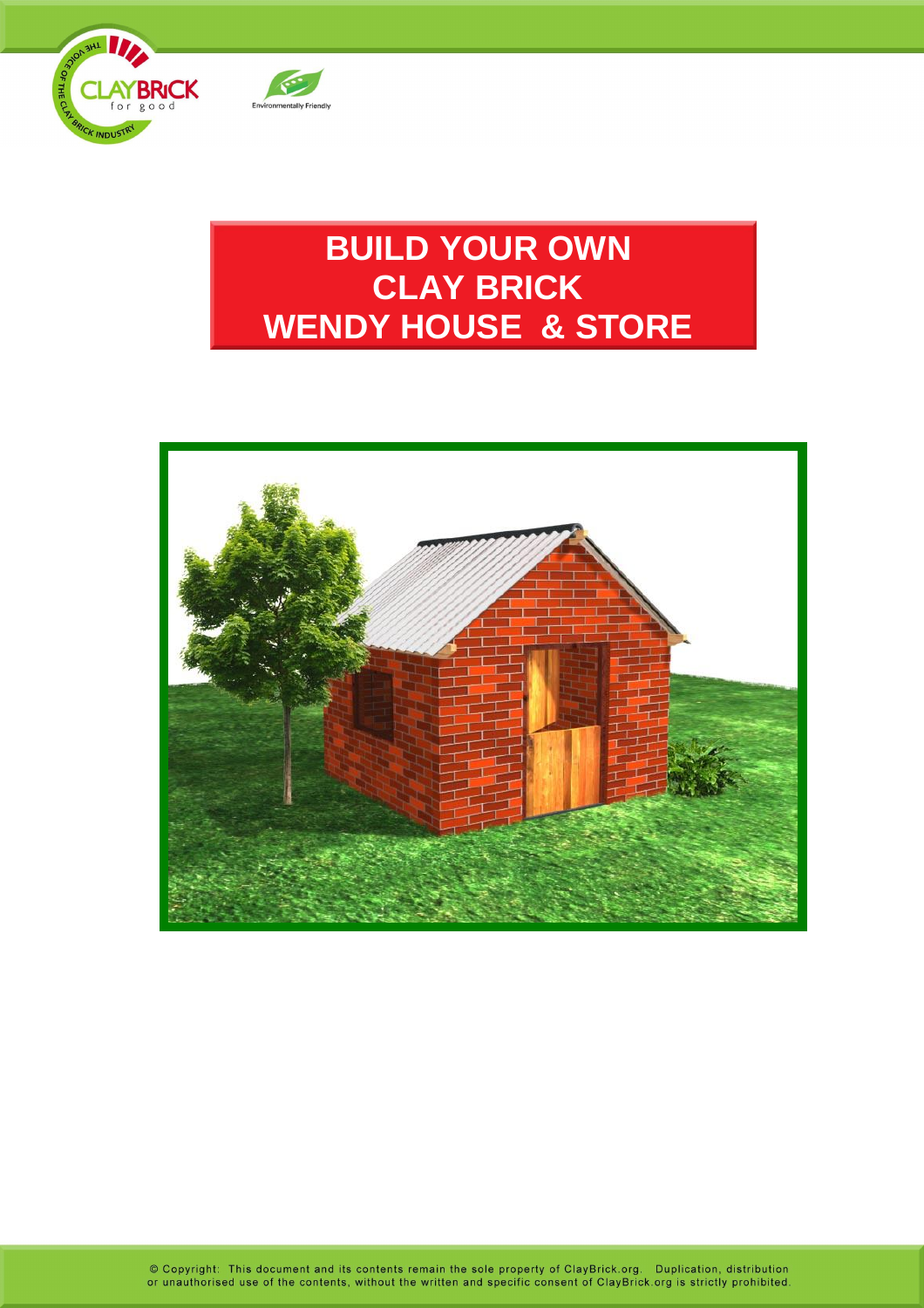# BUILD YOUR OWN CLAY BRICK WENDY HOUSE & STORE

© Copyright: This document and its contents remain the sole property of ClayBrick.org. Duplication, distribution or unauthorised use of the contents, without the written and specific consent of ClayBrick.org is strictly prohibited.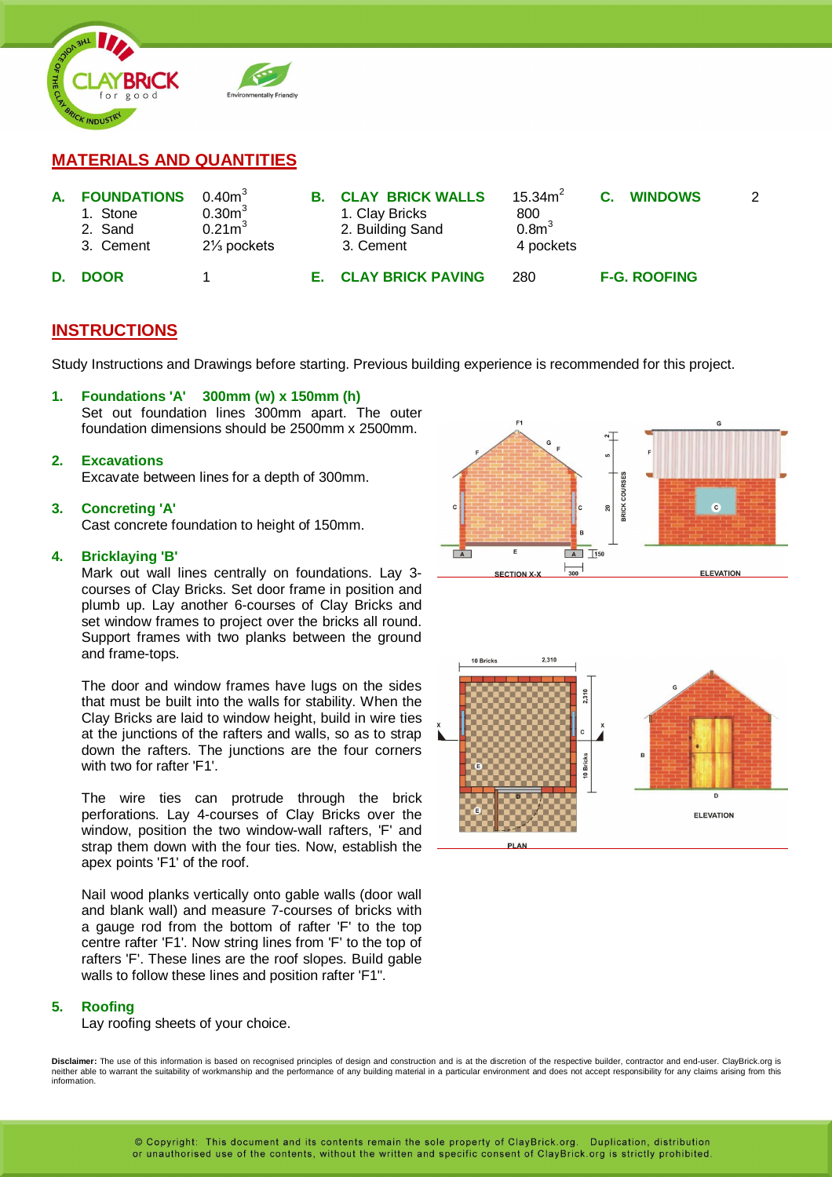## MATERIALS AND QUANTITIES

| | | | | | |
|---|---|---|---|---|---|
| **A. FOUNDATIONS** | $0.40m^3$ | **B. CLAY BRICK WALLS** | $15.34m^2$ | **C. WINDOWS** | 2 |
| 1. Stone | $0.30m^3$ | 1. Clay Bricks | 800 | | |
| 2. Sand | $0.21m^3$ | 2. Building Sand | $0.8m^3$ | | |
| 3. Cement | 2⅓ pockets | 3. Cement | 4 pockets | | |
| **D. DOOR** | 1 | **E. CLAY BRICK PAVING** | 280 | **F-G. ROOFING** | |

## INSTRUCTIONS

Study Instructions and Drawings before starting. Previous building experience is recommended for this project.

1. **Foundations 'A' 300mm (w) x 150mm (h)**
   Set out foundation lines 300mm apart. The outer foundation dimensions should be 2500mm x 2500mm.

2. **Excavations**
   Excavate between lines for a depth of 300mm.

3. **Concreting 'A'**
   Cast concrete foundation to height of 150mm.

4. **Bricklaying 'B'**
   Mark out wall lines centrally on foundations. Lay 3-courses of Clay Bricks. Set door frame in position and plumb up. Lay another 6-courses of Clay Bricks and set window frames to project over the bricks all round. Support frames with two planks between the ground and frame-tops.

   The door and window frames have lugs on the sides that must be built into the walls for stability. When the Clay Bricks are laid to window height, build in wire ties at the junctions of the rafters and walls, so as to strap down the rafters. The junctions are the four corners with two for rafter 'F1'.

   The wire ties can protrude through the brick perforations. Lay 4-courses of Clay Bricks over the window, position the two window-wall rafters, 'F' and strap them down with the four ties. Now, establish the apex points 'F1' of the roof.

   Nail wood planks vertically onto gable walls (door wall and blank wall) and measure 7-courses of bricks with a gauge rod from the bottom of rafter 'F' to the top centre rafter 'F1'. Now string lines from 'F' to the top of rafters 'F'. These lines are the roof slopes. Build gable walls to follow these lines and position rafter 'F1".

5. **Roofing**
   Lay roofing sheets of your choice.

F1
G
F
C
B
2
5
20
BRICK COURSES
A
E
150
300
SECTION X-X
ELEVATION

10 Bricks
2,310
X
E
D
PLAN
ELEVATION

**Disclaimer:** The use of this information is based on recognised principles of design and construction and is at the discretion of the respective builder, contractor and end-user. ClayBrick.org is neither able to warrant the suitability of workmanship and the performance of any building material in a particular environment and does not accept responsibility for any claims arising from this information.

© Copyright: This document and its contents remain the sole property of ClayBrick.org. Duplication, distribution or unauthorised use of the contents, without the written and specific consent of ClayBrick.org is strictly prohibited.